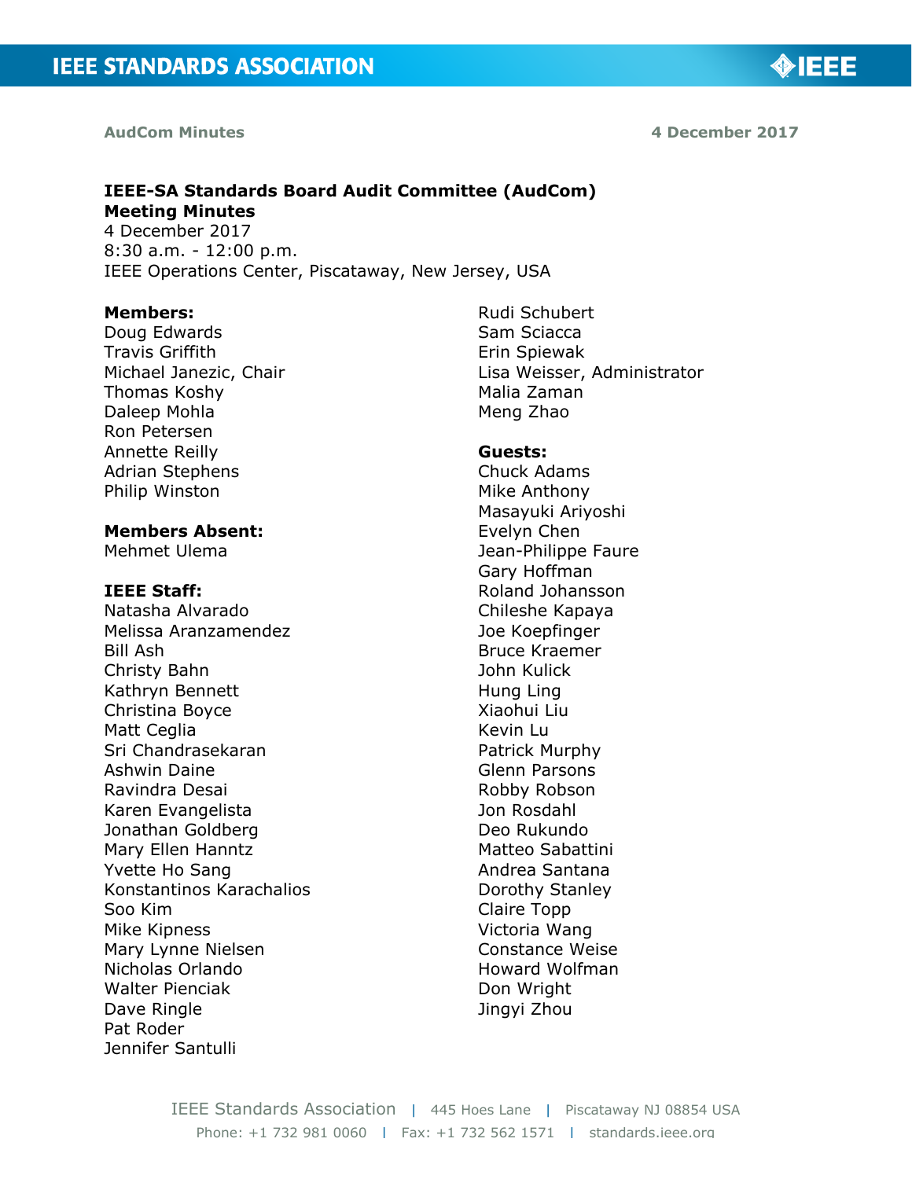AudCom Minutes 4 December 2017

**IEEE-SA Standards Board Audit Committee (AudCom)**
**Meeting Minutes**
4 December 2017
8:30 a.m. - 12:00 p.m.
IEEE Operations Center, Piscataway, New Jersey, USA

**Members:**
Doug Edwards
Travis Griffith
Michael Janezic, Chair
Thomas Koshy
Daleep Mohla
Ron Petersen
Annette Reilly
Adrian Stephens
Philip Winston
Rudi Schubert
Sam Sciacca
Erin Spiewak
Lisa Weisser, Administrator
Malia Zaman
Meng Zhao

**Members Absent:**
Mehmet Ulema

**IEEE Staff:**
Natasha Alvarado
Melissa Aranzamendez
Bill Ash
Christy Bahn
Kathryn Bennett
Christina Boyce
Matt Ceglia
Sri Chandrasekaran
Ashwin Daine
Ravindra Desai
Karen Evangelista
Jonathan Goldberg
Mary Ellen Hanntz
Yvette Ho Sang
Konstantinos Karachalios
Soo Kim
Mike Kipness
Mary Lynne Nielsen
Nicholas Orlando
Walter Pienciak
Dave Ringle
Pat Roder
Jennifer Santulli

**Guests:**
Chuck Adams
Mike Anthony
Masayuki Ariyoshi
Evelyn Chen
Jean-Philippe Faure
Gary Hoffman
Roland Johansson
Chileshe Kapaya
Joe Koepfinger
Bruce Kraemer
John Kulick
Hung Ling
Xiaohui Liu
Kevin Lu
Patrick Murphy
Glenn Parsons
Robby Robson
Jon Rosdahl
Deo Rukundo
Matteo Sabattini
Andrea Santana
Dorothy Stanley
Claire Topp
Victoria Wang
Constance Weise
Howard Wolfman
Don Wright
Jingyi Zhou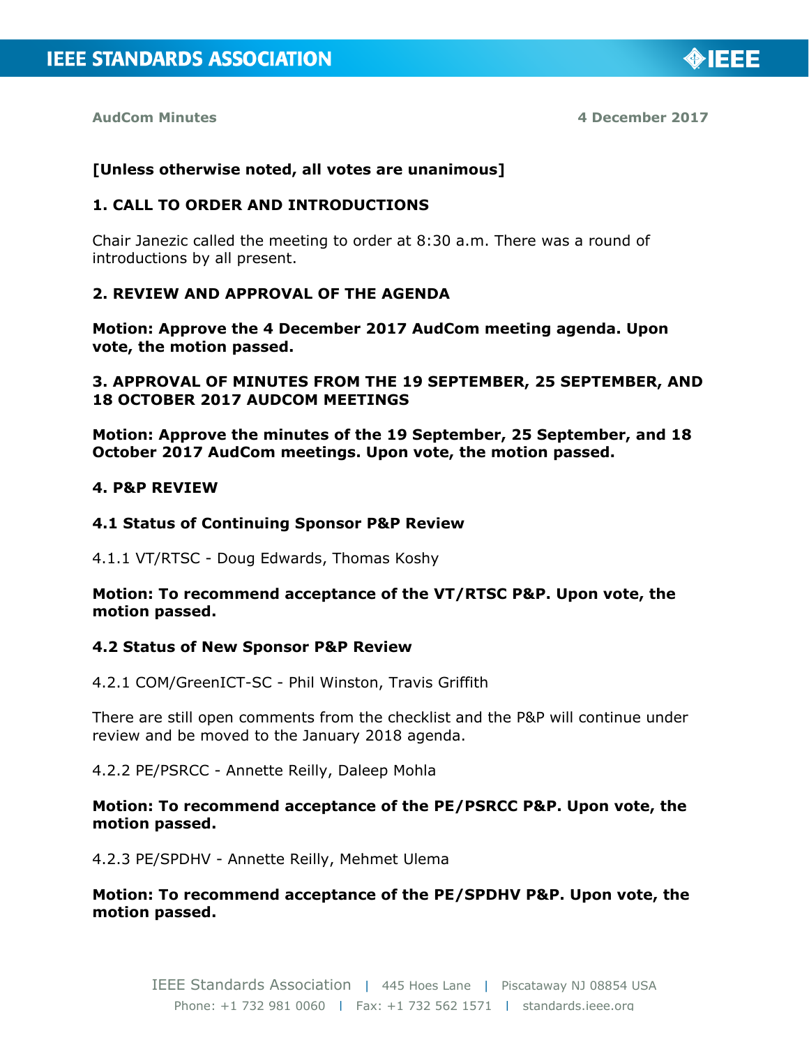**[Unless otherwise noted, all votes are unanimous]**

## 1. CALL TO ORDER AND INTRODUCTIONS

Chair Janezic called the meeting to order at 8:30 a.m. There was a round of introductions by all present.

## 2. REVIEW AND APPROVAL OF THE AGENDA

**Motion: Approve the 4 December 2017 AudCom meeting agenda. Upon vote, the motion passed.**

## 3. APPROVAL OF MINUTES FROM THE 19 SEPTEMBER, 25 SEPTEMBER, AND 18 OCTOBER 2017 AUDCOM MEETINGS

**Motion: Approve the minutes of the 19 September, 25 September, and 18 October 2017 AudCom meetings. Upon vote, the motion passed.**

## 4. P&P REVIEW

### 4.1 Status of Continuing Sponsor P&P Review

4.1.1 VT/RTSC - Doug Edwards, Thomas Koshy

**Motion: To recommend acceptance of the VT/RTSC P&P. Upon vote, the motion passed.**

### 4.2 Status of New Sponsor P&P Review

4.2.1 COM/GreenICT-SC - Phil Winston, Travis Griffith

There are still open comments from the checklist and the P&P will continue under review and be moved to the January 2018 agenda.

4.2.2 PE/PSRCC - Annette Reilly, Daleep Mohla

**Motion: To recommend acceptance of the PE/PSRCC P&P. Upon vote, the motion passed.**

4.2.3 PE/SPDHV - Annette Reilly, Mehmet Ulema

**Motion: To recommend acceptance of the PE/SPDHV P&P. Upon vote, the motion passed.**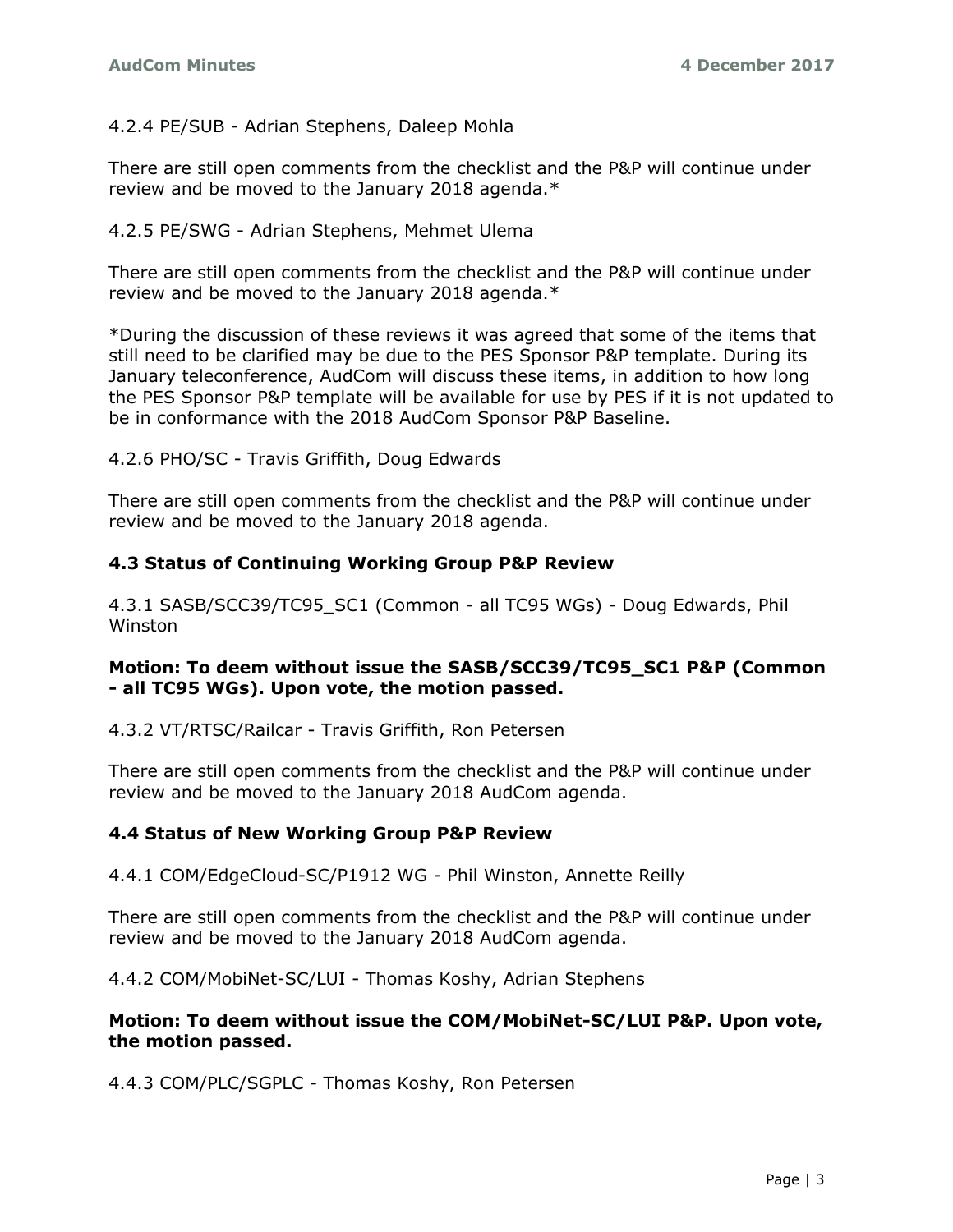4.2.4 PE/SUB - Adrian Stephens, Daleep Mohla

There are still open comments from the checklist and the P&P will continue under review and be moved to the January 2018 agenda.*

4.2.5 PE/SWG - Adrian Stephens, Mehmet Ulema

There are still open comments from the checklist and the P&P will continue under review and be moved to the January 2018 agenda.*

*During the discussion of these reviews it was agreed that some of the items that still need to be clarified may be due to the PES Sponsor P&P template. During its January teleconference, AudCom will discuss these items, in addition to how long the PES Sponsor P&P template will be available for use by PES if it is not updated to be in conformance with the 2018 AudCom Sponsor P&P Baseline.

4.2.6 PHO/SC - Travis Griffith, Doug Edwards

There are still open comments from the checklist and the P&P will continue under review and be moved to the January 2018 agenda.

### 4.3 Status of Continuing Working Group P&P Review

4.3.1 SASB/SCC39/TC95_SC1 (Common - all TC95 WGs) - Doug Edwards, Phil Winston

**Motion: To deem without issue the SASB/SCC39/TC95_SC1 P&P (Common - all TC95 WGs). Upon vote, the motion passed.**

4.3.2 VT/RTSC/Railcar - Travis Griffith, Ron Petersen

There are still open comments from the checklist and the P&P will continue under review and be moved to the January 2018 AudCom agenda.

### 4.4 Status of New Working Group P&P Review

4.4.1 COM/EdgeCloud-SC/P1912 WG - Phil Winston, Annette Reilly

There are still open comments from the checklist and the P&P will continue under review and be moved to the January 2018 AudCom agenda.

4.4.2 COM/MobiNet-SC/LUI - Thomas Koshy, Adrian Stephens

**Motion: To deem without issue the COM/MobiNet-SC/LUI P&P. Upon vote, the motion passed.**

4.4.3 COM/PLC/SGPLC - Thomas Koshy, Ron Petersen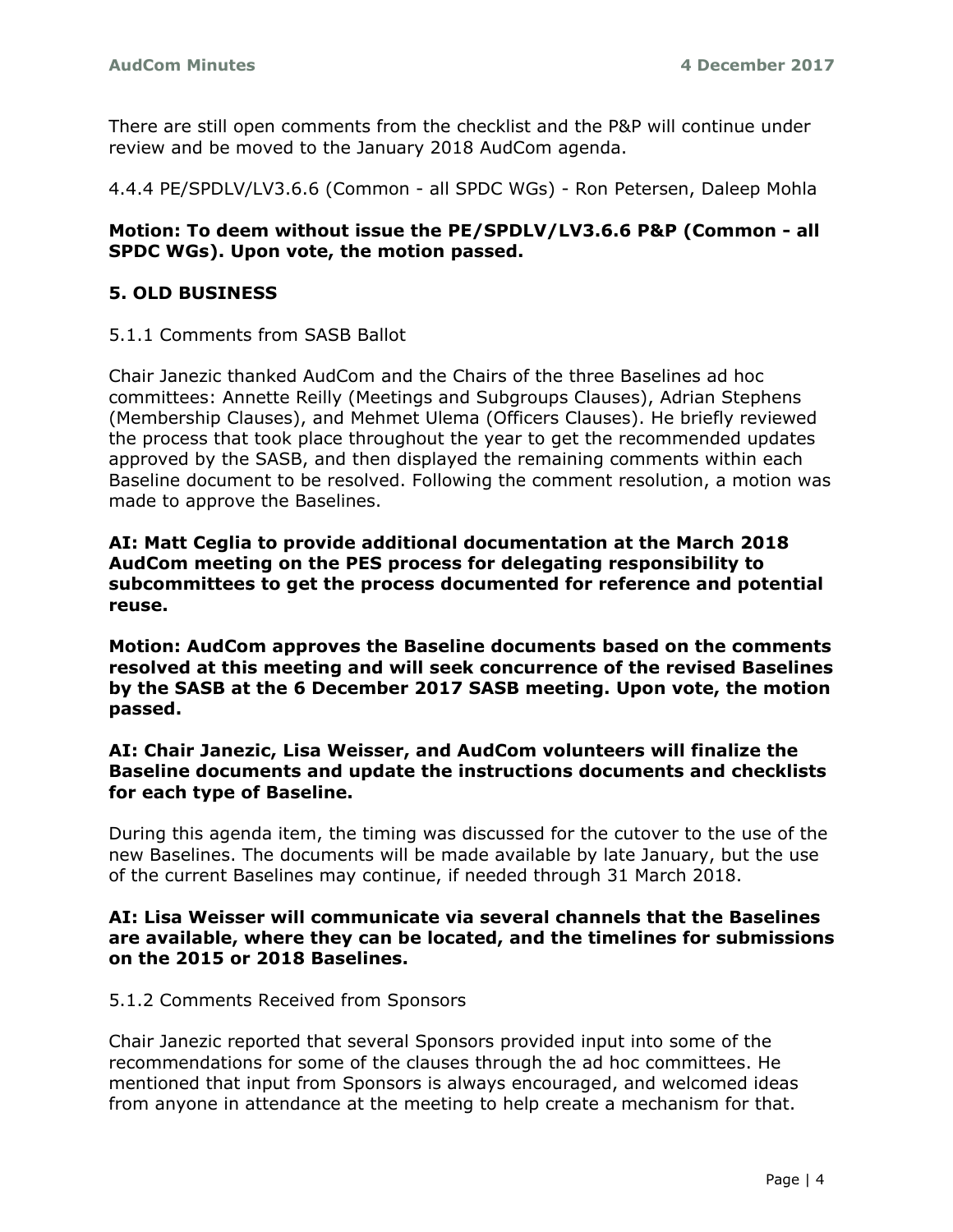There are still open comments from the checklist and the P&P will continue under review and be moved to the January 2018 AudCom agenda.

4.4.4 PE/SPDLV/LV3.6.6 (Common - all SPDC WGs) - Ron Petersen, Daleep Mohla

**Motion: To deem without issue the PE/SPDLV/LV3.6.6 P&P (Common - all SPDC WGs). Upon vote, the motion passed.**

## 5. OLD BUSINESS

5.1.1 Comments from SASB Ballot

Chair Janezic thanked AudCom and the Chairs of the three Baselines ad hoc committees: Annette Reilly (Meetings and Subgroups Clauses), Adrian Stephens (Membership Clauses), and Mehmet Ulema (Officers Clauses). He briefly reviewed the process that took place throughout the year to get the recommended updates approved by the SASB, and then displayed the remaining comments within each Baseline document to be resolved. Following the comment resolution, a motion was made to approve the Baselines.

**AI: Matt Ceglia to provide additional documentation at the March 2018 AudCom meeting on the PES process for delegating responsibility to subcommittees to get the process documented for reference and potential reuse.**

**Motion: AudCom approves the Baseline documents based on the comments resolved at this meeting and will seek concurrence of the revised Baselines by the SASB at the 6 December 2017 SASB meeting. Upon vote, the motion passed.**

**AI: Chair Janezic, Lisa Weisser, and AudCom volunteers will finalize the Baseline documents and update the instructions documents and checklists for each type of Baseline.**

During this agenda item, the timing was discussed for the cutover to the use of the new Baselines. The documents will be made available by late January, but the use of the current Baselines may continue, if needed through 31 March 2018.

**AI: Lisa Weisser will communicate via several channels that the Baselines are available, where they can be located, and the timelines for submissions on the 2015 or 2018 Baselines.**

5.1.2 Comments Received from Sponsors

Chair Janezic reported that several Sponsors provided input into some of the recommendations for some of the clauses through the ad hoc committees. He mentioned that input from Sponsors is always encouraged, and welcomed ideas from anyone in attendance at the meeting to help create a mechanism for that.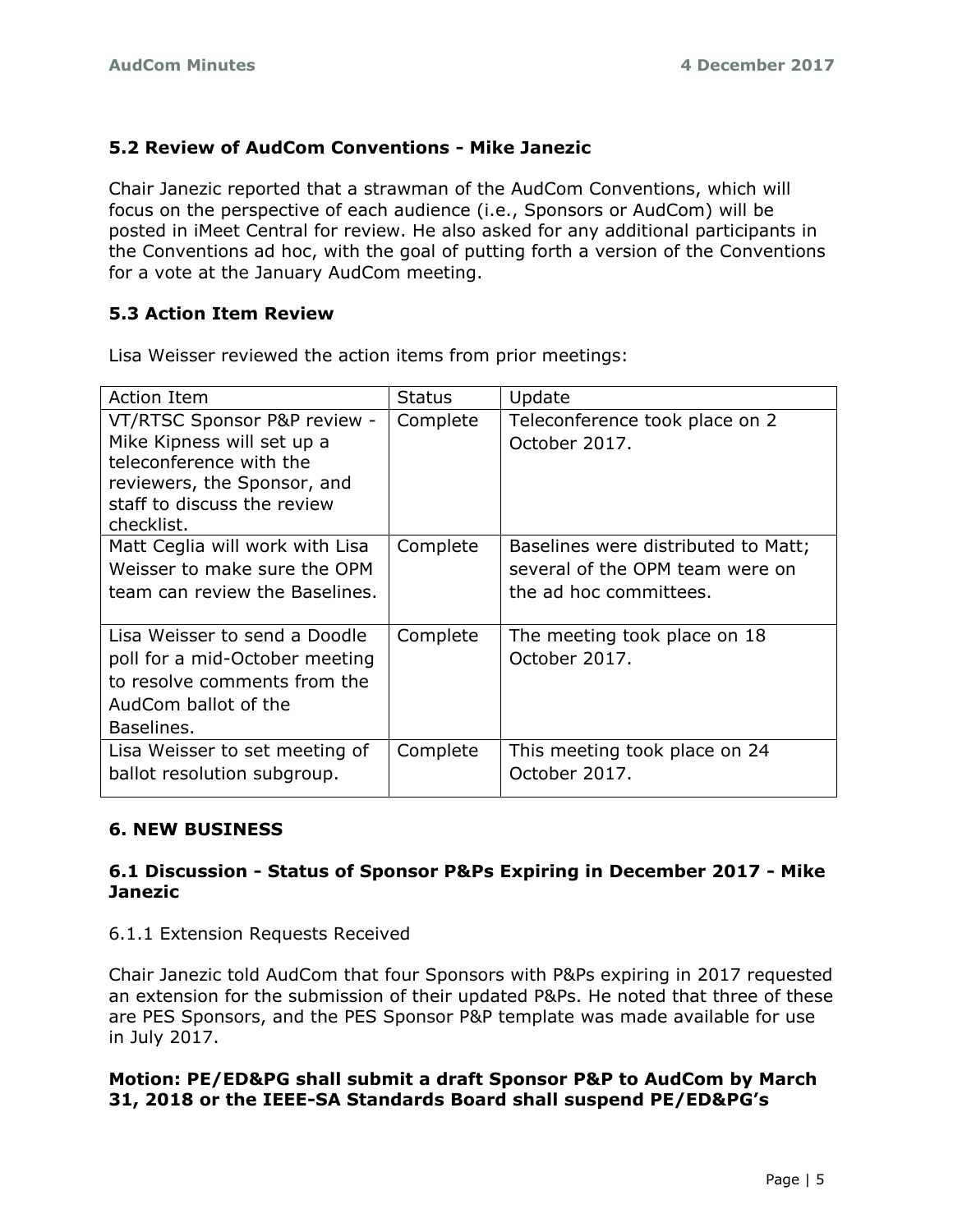### 5.2 Review of AudCom Conventions - Mike Janezic

Chair Janezic reported that a strawman of the AudCom Conventions, which will focus on the perspective of each audience (i.e., Sponsors or AudCom) will be posted in iMeet Central for review. He also asked for any additional participants in the Conventions ad hoc, with the goal of putting forth a version of the Conventions for a vote at the January AudCom meeting.

### 5.3 Action Item Review

Lisa Weisser reviewed the action items from prior meetings:

| Action Item | Status | Update |
|---|---|---|
| VT/RTSC Sponsor P&P review - Mike Kipness will set up a teleconference with the reviewers, the Sponsor, and staff to discuss the review checklist. | Complete | Teleconference took place on 2 October 2017. |
| Matt Ceglia will work with Lisa Weisser to make sure the OPM team can review the Baselines. | Complete | Baselines were distributed to Matt; several of the OPM team were on the ad hoc committees. |
| Lisa Weisser to send a Doodle poll for a mid-October meeting to resolve comments from the AudCom ballot of the Baselines. | Complete | The meeting took place on 18 October 2017. |
| Lisa Weisser to set meeting of ballot resolution subgroup. | Complete | This meeting took place on 24 October 2017. |

## 6. NEW BUSINESS

### 6.1 Discussion - Status of Sponsor P&Ps Expiring in December 2017 - Mike Janezic

6.1.1 Extension Requests Received

Chair Janezic told AudCom that four Sponsors with P&Ps expiring in 2017 requested an extension for the submission of their updated P&Ps. He noted that three of these are PES Sponsors, and the PES Sponsor P&P template was made available for use in July 2017.

**Motion: PE/ED&PG shall submit a draft Sponsor P&P to AudCom by March 31, 2018 or the IEEE-SA Standards Board shall suspend PE/ED&PG's**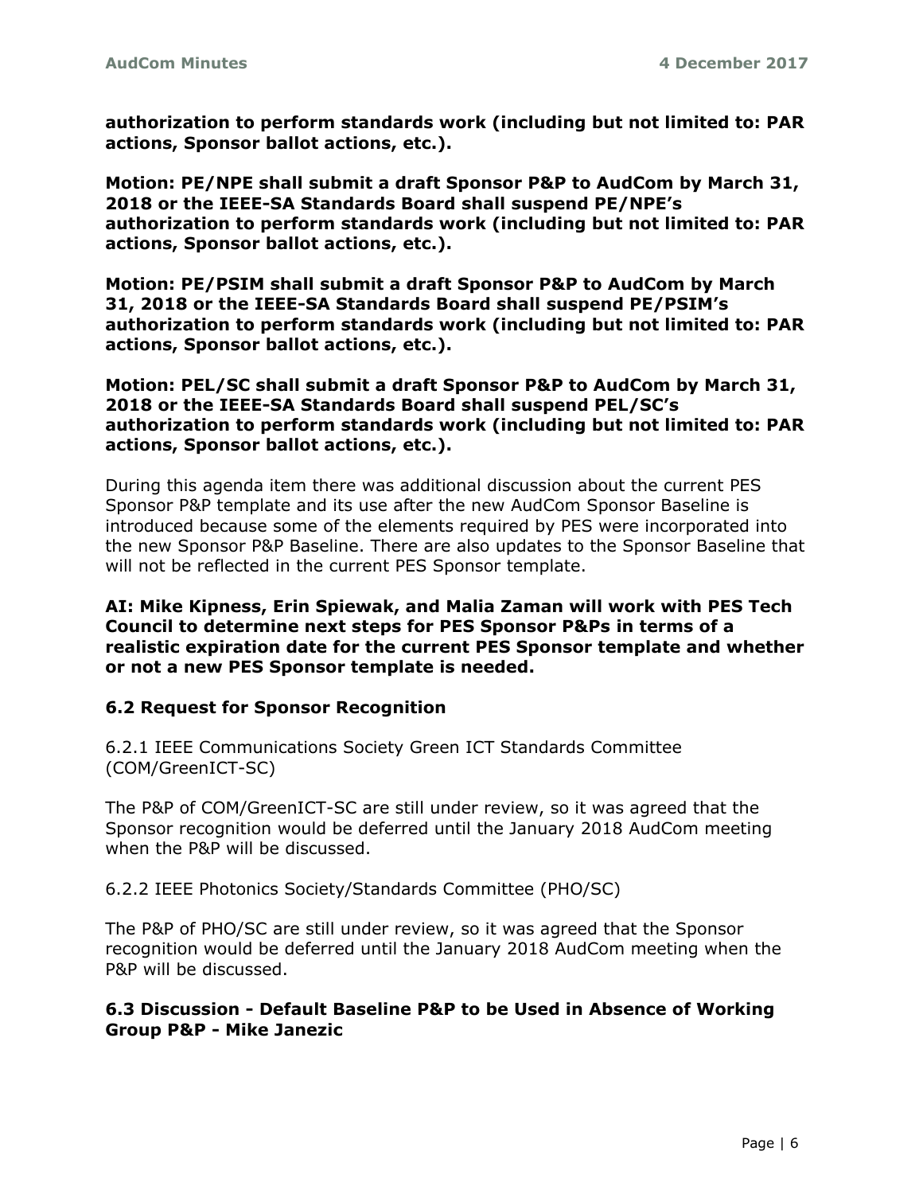**authorization to perform standards work (including but not limited to: PAR actions, Sponsor ballot actions, etc.).**

**Motion: PE/NPE shall submit a draft Sponsor P&P to AudCom by March 31, 2018 or the IEEE-SA Standards Board shall suspend PE/NPE's authorization to perform standards work (including but not limited to: PAR actions, Sponsor ballot actions, etc.).**

**Motion: PE/PSIM shall submit a draft Sponsor P&P to AudCom by March 31, 2018 or the IEEE-SA Standards Board shall suspend PE/PSIM's authorization to perform standards work (including but not limited to: PAR actions, Sponsor ballot actions, etc.).**

**Motion: PEL/SC shall submit a draft Sponsor P&P to AudCom by March 31, 2018 or the IEEE-SA Standards Board shall suspend PEL/SC's authorization to perform standards work (including but not limited to: PAR actions, Sponsor ballot actions, etc.).**

During this agenda item there was additional discussion about the current PES Sponsor P&P template and its use after the new AudCom Sponsor Baseline is introduced because some of the elements required by PES were incorporated into the new Sponsor P&P Baseline. There are also updates to the Sponsor Baseline that will not be reflected in the current PES Sponsor template.

**AI: Mike Kipness, Erin Spiewak, and Malia Zaman will work with PES Tech Council to determine next steps for PES Sponsor P&Ps in terms of a realistic expiration date for the current PES Sponsor template and whether or not a new PES Sponsor template is needed.**

### 6.2 Request for Sponsor Recognition

6.2.1 IEEE Communications Society Green ICT Standards Committee (COM/GreenICT-SC)

The P&P of COM/GreenICT-SC are still under review, so it was agreed that the Sponsor recognition would be deferred until the January 2018 AudCom meeting when the P&P will be discussed.

6.2.2 IEEE Photonics Society/Standards Committee (PHO/SC)

The P&P of PHO/SC are still under review, so it was agreed that the Sponsor recognition would be deferred until the January 2018 AudCom meeting when the P&P will be discussed.

### 6.3 Discussion - Default Baseline P&P to be Used in Absence of Working Group P&P - Mike Janezic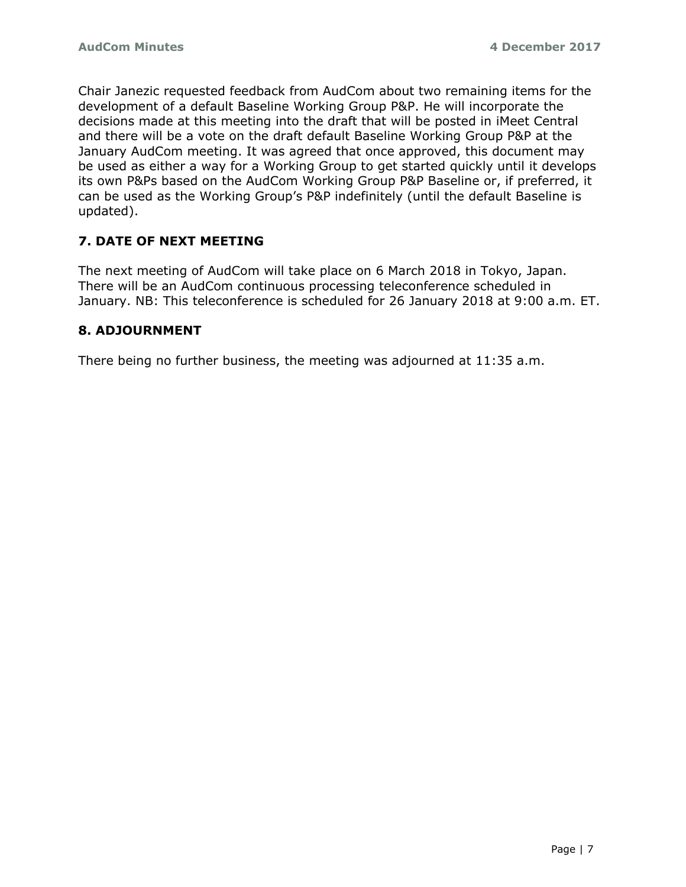Chair Janezic requested feedback from AudCom about two remaining items for the development of a default Baseline Working Group P&P. He will incorporate the decisions made at this meeting into the draft that will be posted in iMeet Central and there will be a vote on the draft default Baseline Working Group P&P at the January AudCom meeting. It was agreed that once approved, this document may be used as either a way for a Working Group to get started quickly until it develops its own P&Ps based on the AudCom Working Group P&P Baseline or, if preferred, it can be used as the Working Group's P&P indefinitely (until the default Baseline is updated).

## 7. DATE OF NEXT MEETING

The next meeting of AudCom will take place on 6 March 2018 in Tokyo, Japan. There will be an AudCom continuous processing teleconference scheduled in January. NB: This teleconference is scheduled for 26 January 2018 at 9:00 a.m. ET.

## 8. ADJOURNMENT

There being no further business, the meeting was adjourned at 11:35 a.m.